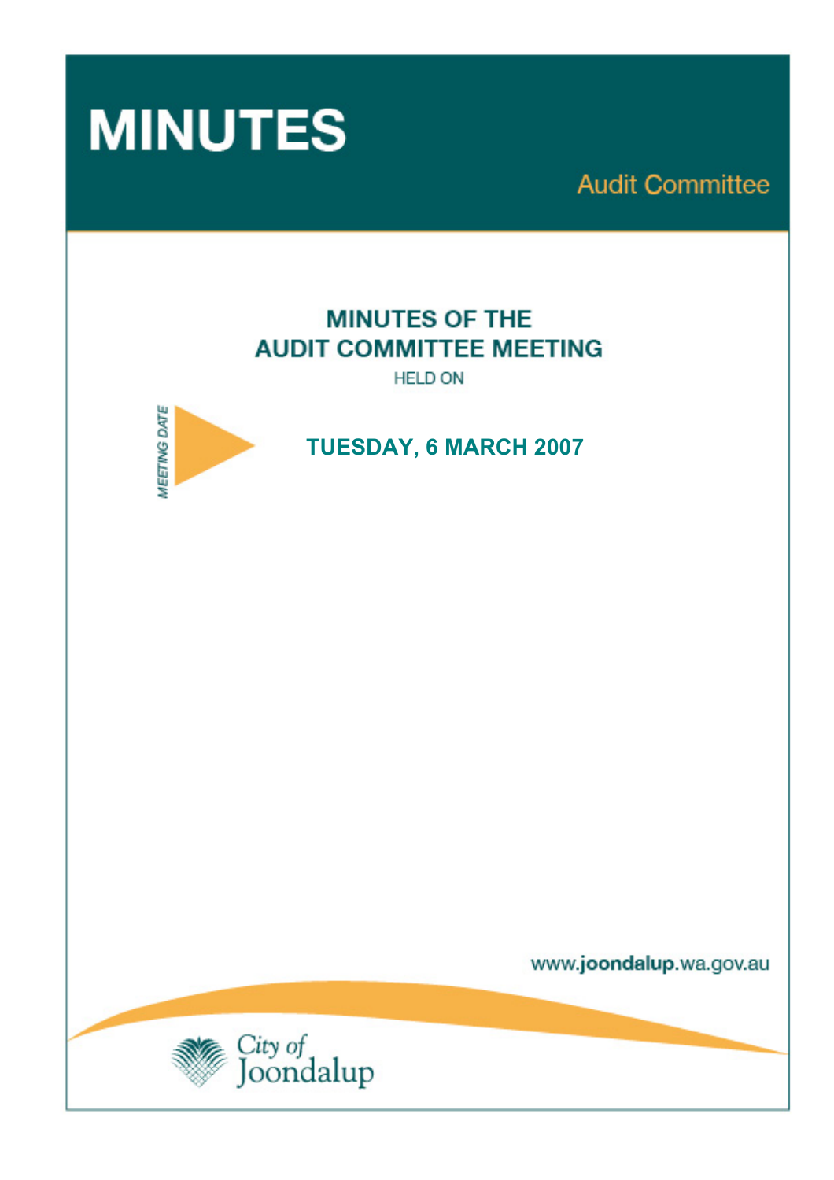# MINUTES

Audit Committee

## MINUTES OF THE AUDIT COMMITTEE MEETING

HELD ON

*MEETING DATE*

## TUESDAY, 6 MARCH 2007

www.joondalup.wa.gov.au

City of Joondalup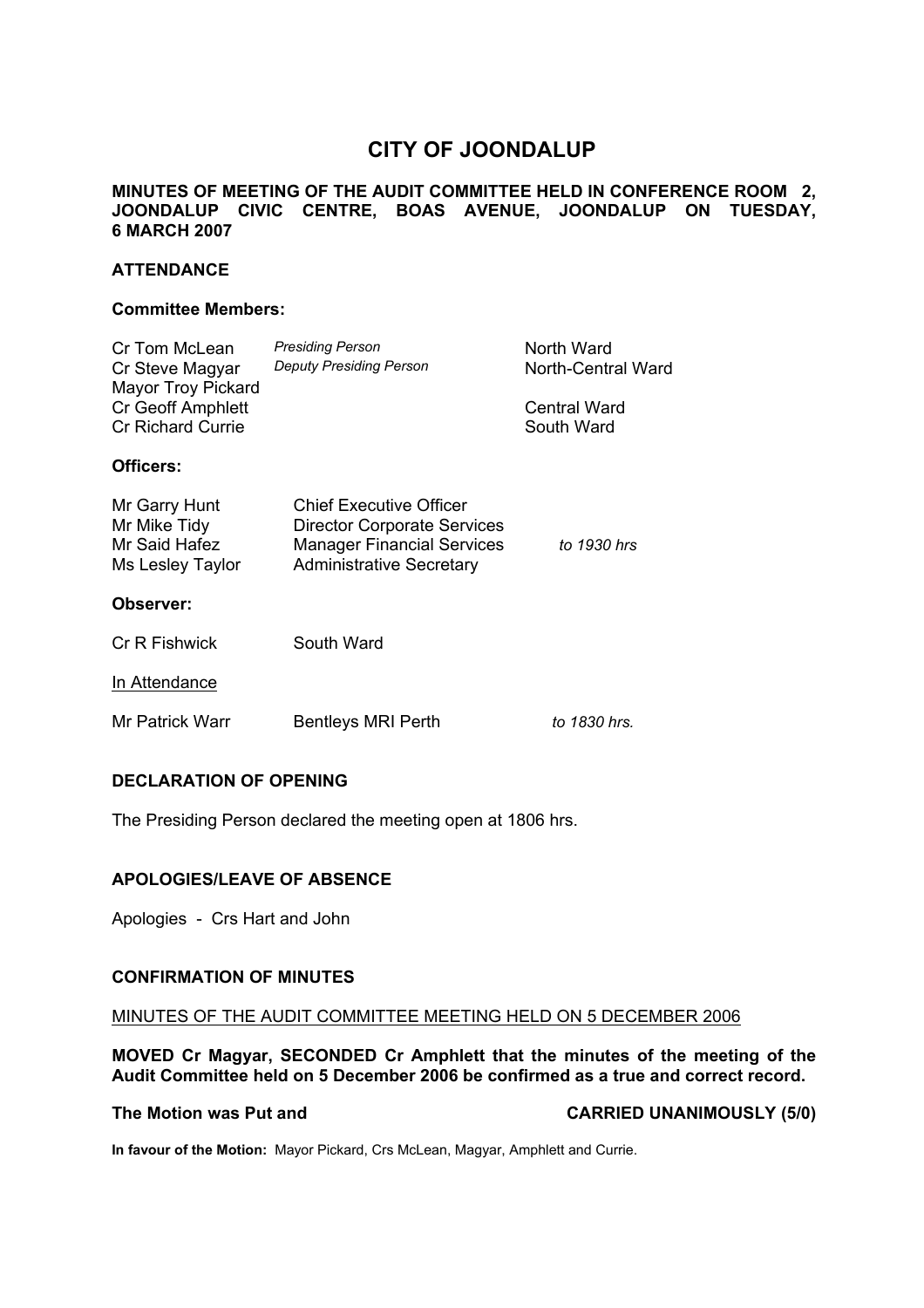# CITY OF JOONDALUP

**MINUTES OF MEETING OF THE AUDIT COMMITTEE HELD IN CONFERENCE ROOM 2, JOONDALUP CIVIC CENTRE, BOAS AVENUE, JOONDALUP ON TUESDAY, 6 MARCH 2007**

## ATTENDANCE

### Committee Members:

| | | |
|---|---|---|
| Cr Tom McLean | *Presiding Person* | North Ward |
| Cr Steve Magyar | *Deputy Presiding Person* | North-Central Ward |
| Mayor Troy Pickard | | |
| Cr Geoff Amphlett | | Central Ward |
| Cr Richard Currie | | South Ward |

### Officers:

| | | |
|---|---|---|
| Mr Garry Hunt | Chief Executive Officer | |
| Mr Mike Tidy | Director Corporate Services | |
| Mr Said Hafez | Manager Financial Services | *to 1930 hrs* |
| Ms Lesley Taylor | Administrative Secretary | |

### Observer:

| | |
|---|---|
| Cr R Fishwick | South Ward |

In Attendance

| | | |
|---|---|---|
| Mr Patrick Warr | Bentleys MRI Perth | *to 1830 hrs.* |

## DECLARATION OF OPENING

The Presiding Person declared the meeting open at 1806 hrs.

## APOLOGIES/LEAVE OF ABSENCE

Apologies - Crs Hart and John

## CONFIRMATION OF MINUTES

MINUTES OF THE AUDIT COMMITTEE MEETING HELD ON 5 DECEMBER 2006

**MOVED Cr Magyar, SECONDED Cr Amphlett that the minutes of the meeting of the Audit Committee held on 5 December 2006 be confirmed as a true and correct record.**

**The Motion was Put and CARRIED UNANIMOUSLY (5/0)**

**In favour of the Motion:** Mayor Pickard, Crs McLean, Magyar, Amphlett and Currie.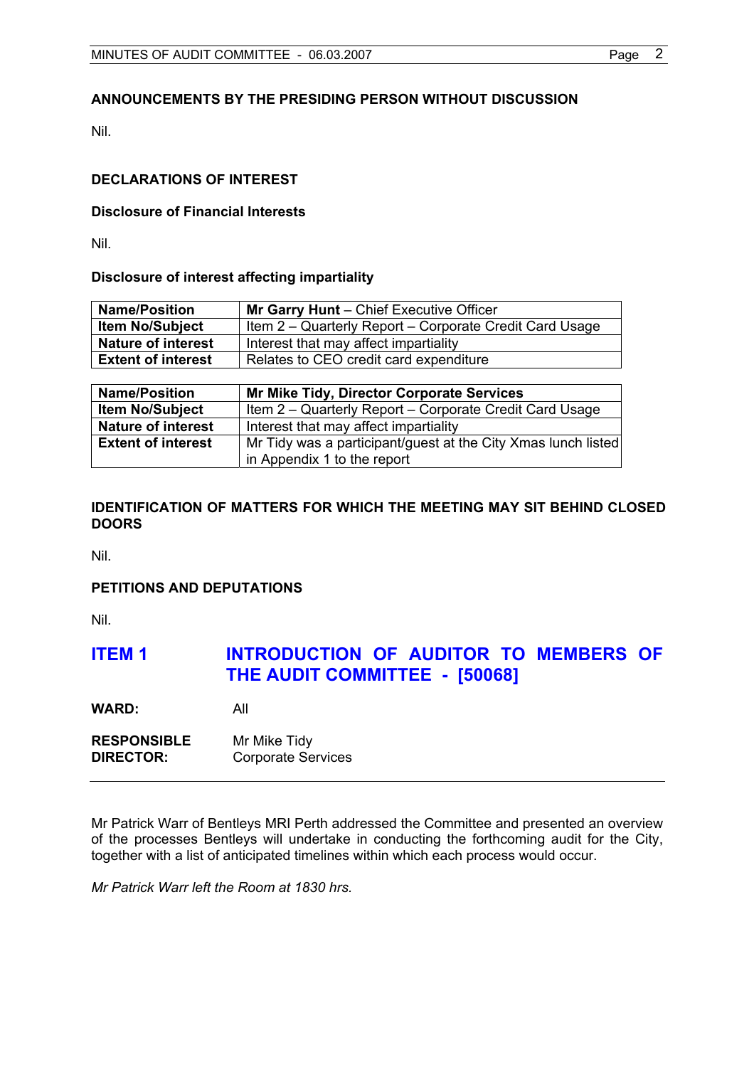## ANNOUNCEMENTS BY THE PRESIDING PERSON WITHOUT DISCUSSION

Nil.

## DECLARATIONS OF INTEREST

### Disclosure of Financial Interests

Nil.

### Disclosure of interest affecting impartiality

| **Name/Position** | **Mr Garry Hunt** – Chief Executive Officer |
|---|---|
| **Item No/Subject** | Item 2 – Quarterly Report – Corporate Credit Card Usage |
| **Nature of interest** | Interest that may affect impartiality |
| **Extent of interest** | Relates to CEO credit card expenditure |

| **Name/Position** | **Mr Mike Tidy, Director Corporate Services** |
|---|---|
| **Item No/Subject** | Item 2 – Quarterly Report – Corporate Credit Card Usage |
| **Nature of interest** | Interest that may affect impartiality |
| **Extent of interest** | Mr Tidy was a participant/guest at the City Xmas lunch listed in Appendix 1 to the report |

## IDENTIFICATION OF MATTERS FOR WHICH THE MEETING MAY SIT BEHIND CLOSED DOORS

Nil.

## PETITIONS AND DEPUTATIONS

Nil.

## ITEM 1 INTRODUCTION OF AUDITOR TO MEMBERS OF THE AUDIT COMMITTEE - [50068]

**WARD:** All

**RESPONSIBLE DIRECTOR:** Mr Mike Tidy
Corporate Services

---

Mr Patrick Warr of Bentleys MRI Perth addressed the Committee and presented an overview of the processes Bentleys will undertake in conducting the forthcoming audit for the City, together with a list of anticipated timelines within which each process would occur.

*Mr Patrick Warr left the Room at 1830 hrs.*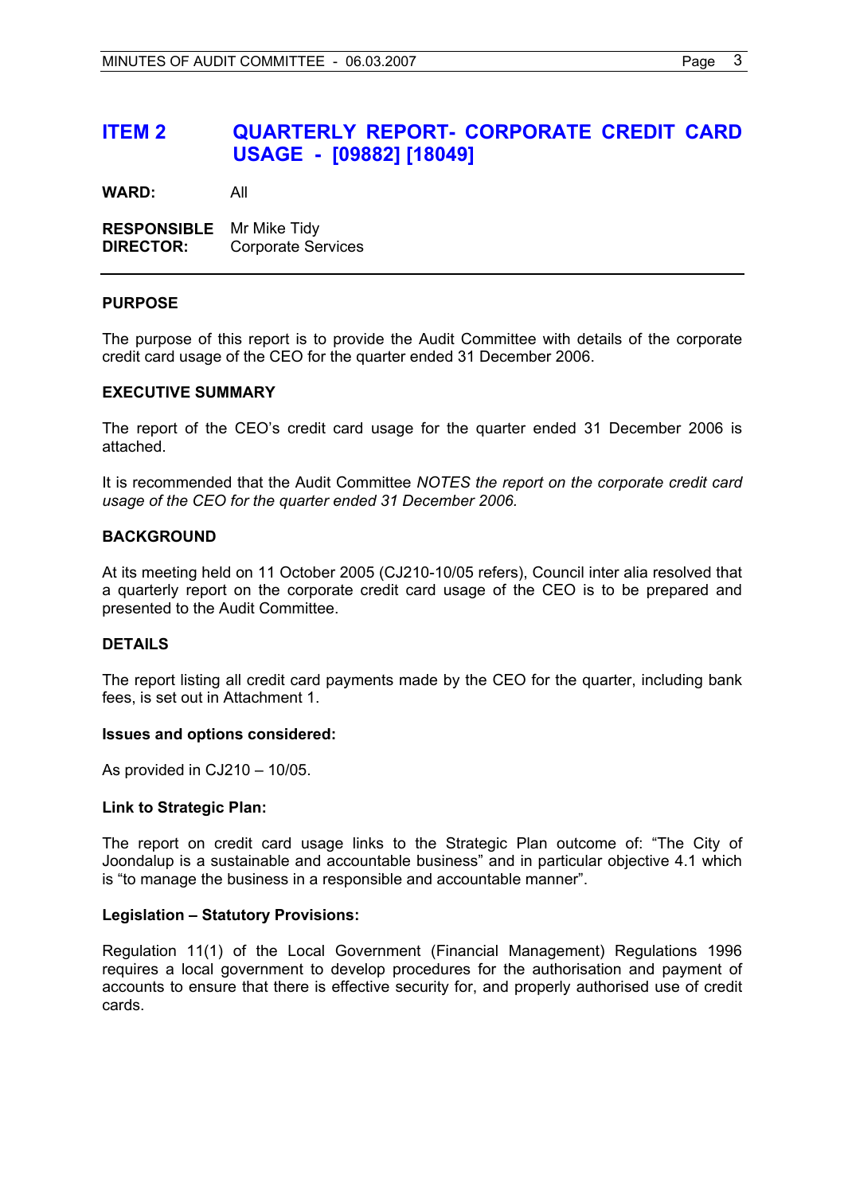# ITEM 2 QUARTERLY REPORT- CORPORATE CREDIT CARD USAGE - [09882] [18049]

**WARD:** All

**RESPONSIBLE DIRECTOR:** Mr Mike Tidy
Corporate Services

---

### PURPOSE

The purpose of this report is to provide the Audit Committee with details of the corporate credit card usage of the CEO for the quarter ended 31 December 2006.

### EXECUTIVE SUMMARY

The report of the CEO's credit card usage for the quarter ended 31 December 2006 is attached.

It is recommended that the Audit Committee *NOTES the report on the corporate credit card usage of the CEO for the quarter ended 31 December 2006.*

### BACKGROUND

At its meeting held on 11 October 2005 (CJ210-10/05 refers), Council inter alia resolved that a quarterly report on the corporate credit card usage of the CEO is to be prepared and presented to the Audit Committee.

### DETAILS

The report listing all credit card payments made by the CEO for the quarter, including bank fees, is set out in Attachment 1.

#### Issues and options considered:

As provided in CJ210 – 10/05.

#### Link to Strategic Plan:

The report on credit card usage links to the Strategic Plan outcome of: "The City of Joondalup is a sustainable and accountable business" and in particular objective 4.1 which is "to manage the business in a responsible and accountable manner".

#### Legislation – Statutory Provisions:

Regulation 11(1) of the Local Government (Financial Management) Regulations 1996 requires a local government to develop procedures for the authorisation and payment of accounts to ensure that there is effective security for, and properly authorised use of credit cards.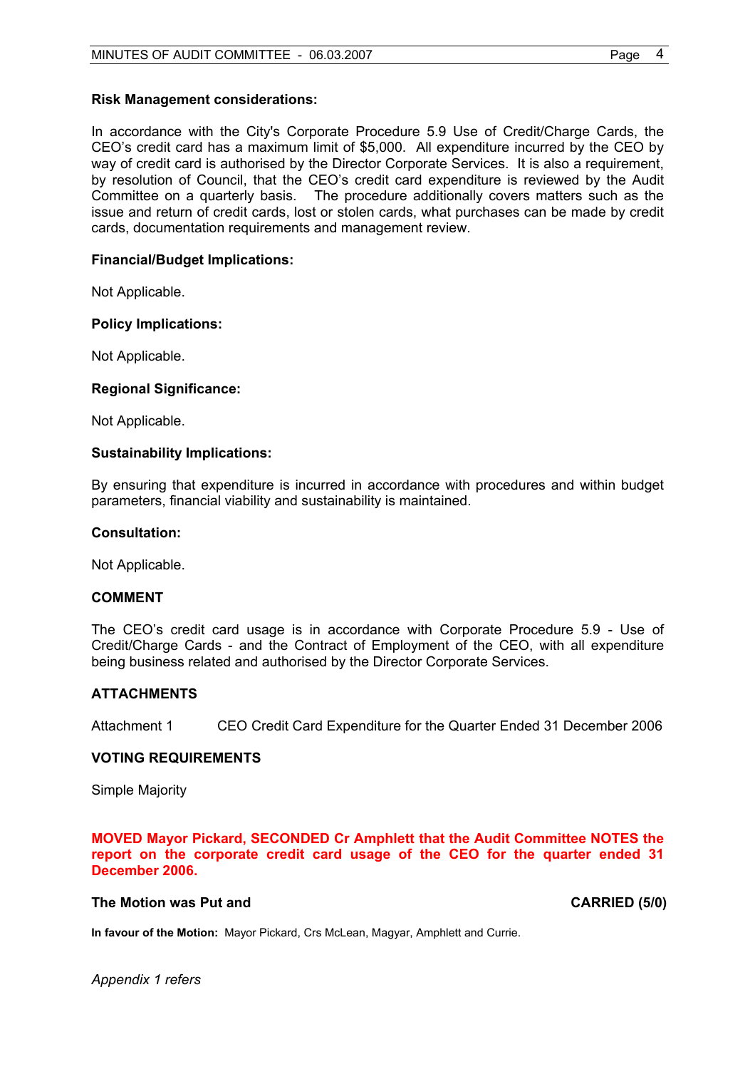**Risk Management considerations:**

In accordance with the City's Corporate Procedure 5.9 Use of Credit/Charge Cards, the CEO's credit card has a maximum limit of $5,000. All expenditure incurred by the CEO by way of credit card is authorised by the Director Corporate Services. It is also a requirement, by resolution of Council, that the CEO's credit card expenditure is reviewed by the Audit Committee on a quarterly basis. The procedure additionally covers matters such as the issue and return of credit cards, lost or stolen cards, what purchases can be made by credit cards, documentation requirements and management review.

**Financial/Budget Implications:**

Not Applicable.

**Policy Implications:**

Not Applicable.

**Regional Significance:**

Not Applicable.

**Sustainability Implications:**

By ensuring that expenditure is incurred in accordance with procedures and within budget parameters, financial viability and sustainability is maintained.

**Consultation:**

Not Applicable.

**COMMENT**

The CEO's credit card usage is in accordance with Corporate Procedure 5.9 - Use of Credit/Charge Cards - and the Contract of Employment of the CEO, with all expenditure being business related and authorised by the Director Corporate Services.

**ATTACHMENTS**

Attachment 1 CEO Credit Card Expenditure for the Quarter Ended 31 December 2006

**VOTING REQUIREMENTS**

Simple Majority

**MOVED Mayor Pickard, SECONDED Cr Amphlett that the Audit Committee NOTES the report on the corporate credit card usage of the CEO for the quarter ended 31 December 2006.**

**The Motion was Put and CARRIED (5/0)**

**In favour of the Motion:** Mayor Pickard, Crs McLean, Magyar, Amphlett and Currie.

*Appendix 1 refers*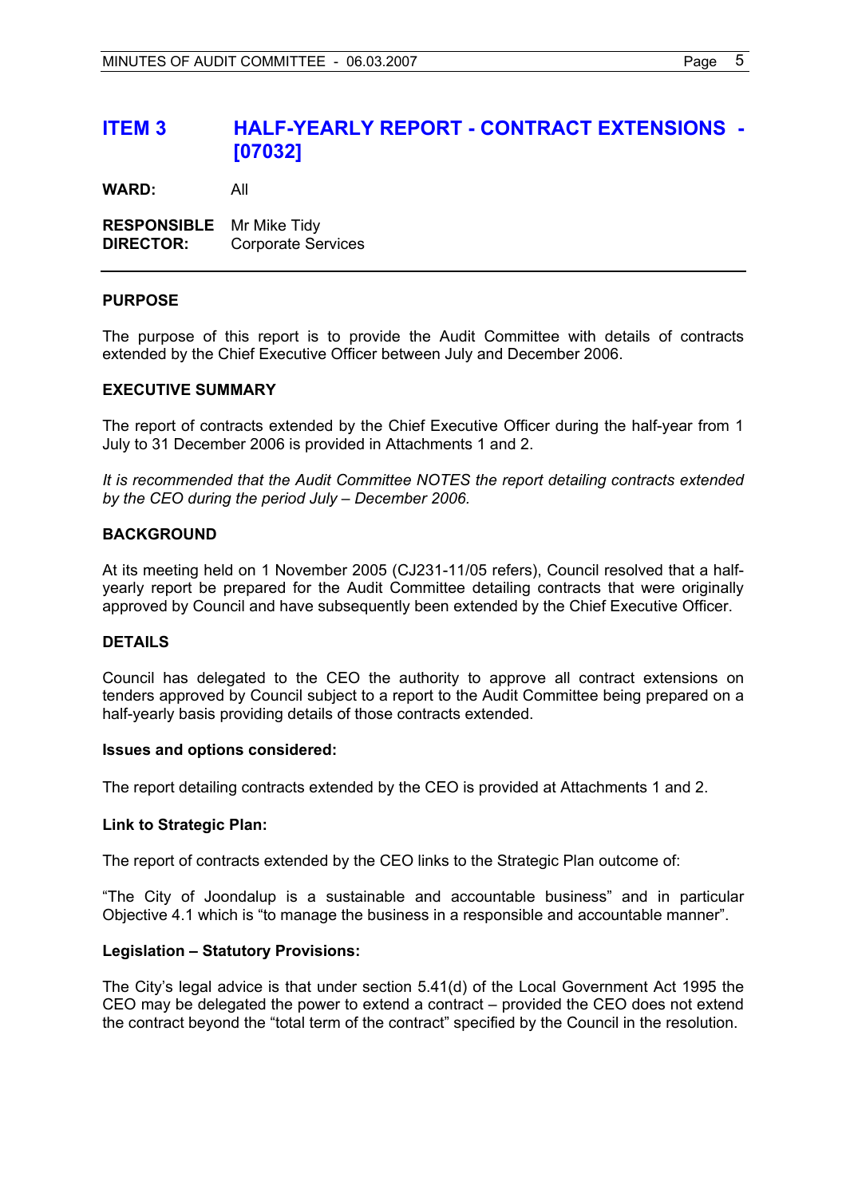# ITEM 3 HALF-YEARLY REPORT - CONTRACT EXTENSIONS - [07032]

**WARD:** All

**RESPONSIBLE DIRECTOR:** Mr Mike Tidy
Corporate Services

---

**PURPOSE**

The purpose of this report is to provide the Audit Committee with details of contracts extended by the Chief Executive Officer between July and December 2006.

**EXECUTIVE SUMMARY**

The report of contracts extended by the Chief Executive Officer during the half-year from 1 July to 31 December 2006 is provided in Attachments 1 and 2.

*It is recommended that the Audit Committee NOTES the report detailing contracts extended by the CEO during the period July – December 2006.*

**BACKGROUND**

At its meeting held on 1 November 2005 (CJ231-11/05 refers), Council resolved that a half-yearly report be prepared for the Audit Committee detailing contracts that were originally approved by Council and have subsequently been extended by the Chief Executive Officer.

**DETAILS**

Council has delegated to the CEO the authority to approve all contract extensions on tenders approved by Council subject to a report to the Audit Committee being prepared on a half-yearly basis providing details of those contracts extended.

**Issues and options considered:**

The report detailing contracts extended by the CEO is provided at Attachments 1 and 2.

**Link to Strategic Plan:**

The report of contracts extended by the CEO links to the Strategic Plan outcome of:

"The City of Joondalup is a sustainable and accountable business" and in particular Objective 4.1 which is "to manage the business in a responsible and accountable manner".

**Legislation – Statutory Provisions:**

The City's legal advice is that under section 5.41(d) of the Local Government Act 1995 the CEO may be delegated the power to extend a contract – provided the CEO does not extend the contract beyond the "total term of the contract" specified by the Council in the resolution.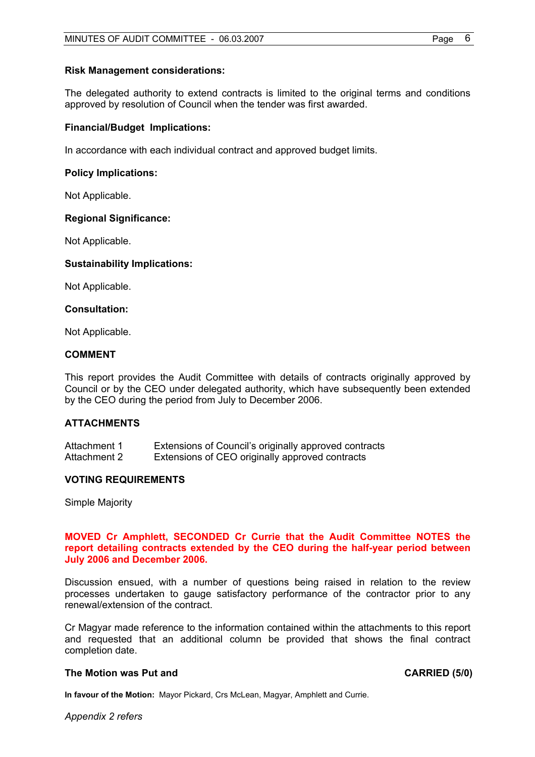**Risk Management considerations:**

The delegated authority to extend contracts is limited to the original terms and conditions approved by resolution of Council when the tender was first awarded.

**Financial/Budget Implications:**

In accordance with each individual contract and approved budget limits.

**Policy Implications:**

Not Applicable.

**Regional Significance:**

Not Applicable.

**Sustainability Implications:**

Not Applicable.

**Consultation:**

Not Applicable.

## COMMENT

This report provides the Audit Committee with details of contracts originally approved by Council or by the CEO under delegated authority, which have subsequently been extended by the CEO during the period from July to December 2006.

## ATTACHMENTS

| | |
|---|---|
| Attachment 1 | Extensions of Council's originally approved contracts |
| Attachment 2 | Extensions of CEO originally approved contracts |

## VOTING REQUIREMENTS

Simple Majority

**MOVED Cr Amphlett, SECONDED Cr Currie that the Audit Committee NOTES the report detailing contracts extended by the CEO during the half-year period between July 2006 and December 2006.**

Discussion ensued, with a number of questions being raised in relation to the review processes undertaken to gauge satisfactory performance of the contractor prior to any renewal/extension of the contract.

Cr Magyar made reference to the information contained within the attachments to this report and requested that an additional column be provided that shows the final contract completion date.

**The Motion was Put and** **CARRIED (5/0)**

**In favour of the Motion:** Mayor Pickard, Crs McLean, Magyar, Amphlett and Currie.

*Appendix 2 refers*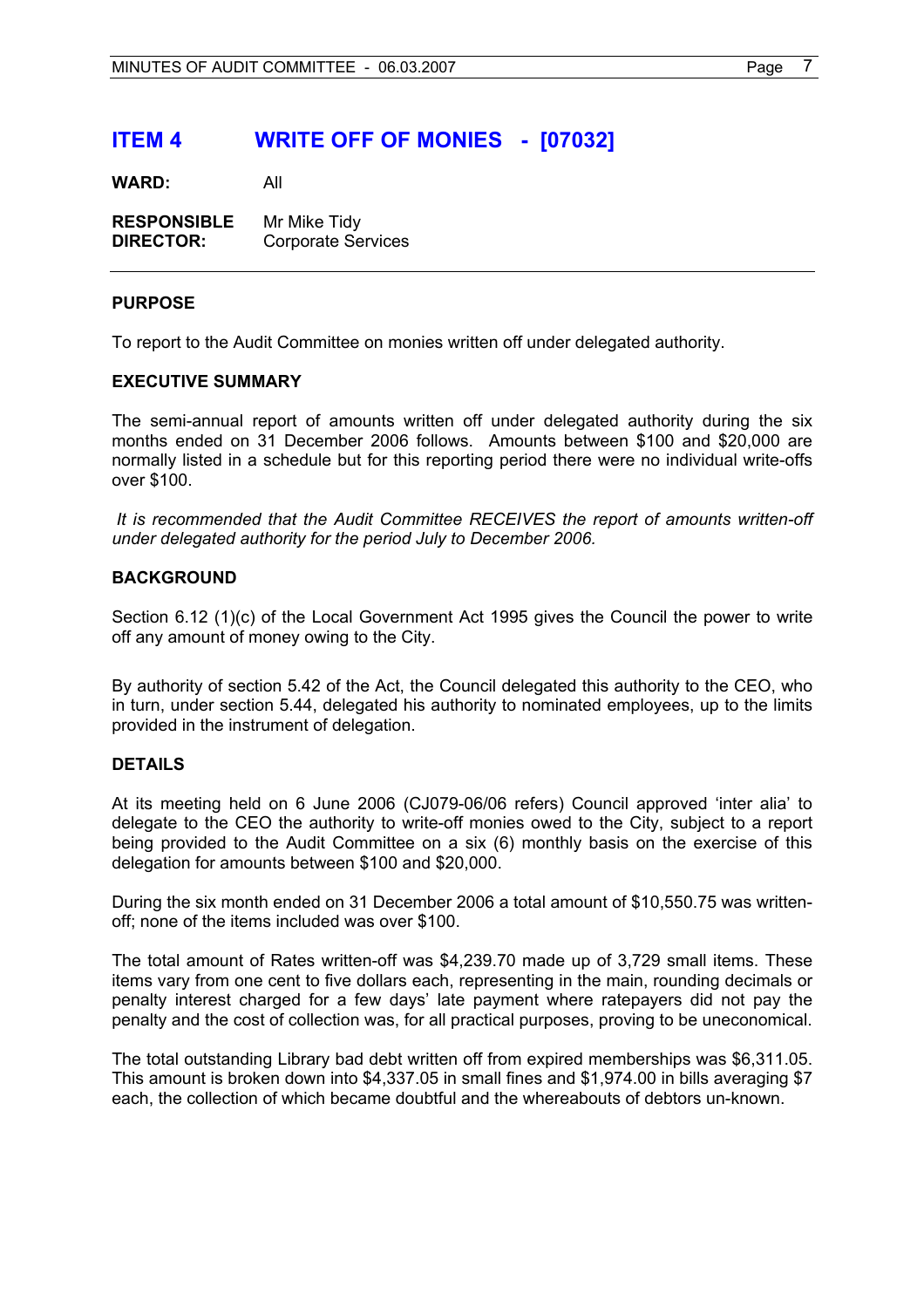# ITEM 4 WRITE OFF OF MONIES - [07032]

**WARD:** All

**RESPONSIBLE DIRECTOR:** Mr Mike Tidy
Corporate Services

---

**PURPOSE**

To report to the Audit Committee on monies written off under delegated authority.

**EXECUTIVE SUMMARY**

The semi-annual report of amounts written off under delegated authority during the six months ended on 31 December 2006 follows. Amounts between $100 and $20,000 are normally listed in a schedule but for this reporting period there were no individual write-offs over $100.

*It is recommended that the Audit Committee RECEIVES the report of amounts written-off under delegated authority for the period July to December 2006.*

**BACKGROUND**

Section 6.12 (1)(c) of the Local Government Act 1995 gives the Council the power to write off any amount of money owing to the City.

By authority of section 5.42 of the Act, the Council delegated this authority to the CEO, who in turn, under section 5.44, delegated his authority to nominated employees, up to the limits provided in the instrument of delegation.

**DETAILS**

At its meeting held on 6 June 2006 (CJ079-06/06 refers) Council approved 'inter alia' to delegate to the CEO the authority to write-off monies owed to the City, subject to a report being provided to the Audit Committee on a six (6) monthly basis on the exercise of this delegation for amounts between $100 and $20,000.

During the six month ended on 31 December 2006 a total amount of $10,550.75 was written-off; none of the items included was over $100.

The total amount of Rates written-off was $4,239.70 made up of 3,729 small items. These items vary from one cent to five dollars each, representing in the main, rounding decimals or penalty interest charged for a few days' late payment where ratepayers did not pay the penalty and the cost of collection was, for all practical purposes, proving to be uneconomical.

The total outstanding Library bad debt written off from expired memberships was $6,311.05. This amount is broken down into $4,337.05 in small fines and $1,974.00 in bills averaging $7 each, the collection of which became doubtful and the whereabouts of debtors un-known.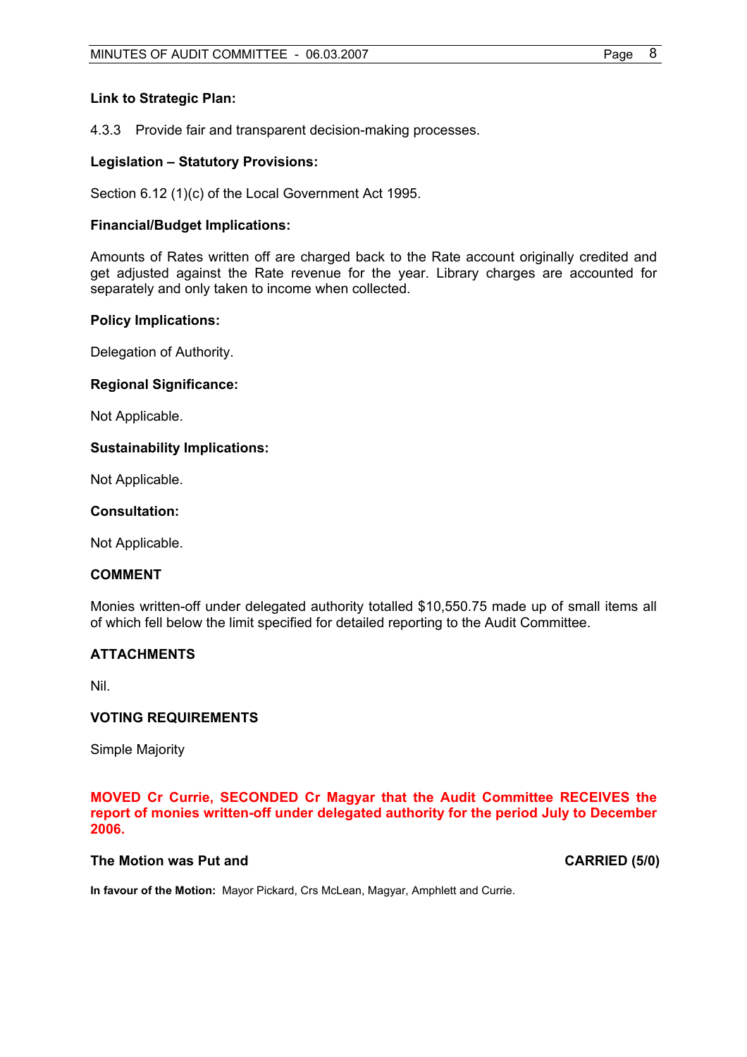**Link to Strategic Plan:**

4.3.3 Provide fair and transparent decision-making processes.

**Legislation – Statutory Provisions:**

Section 6.12 (1)(c) of the Local Government Act 1995.

**Financial/Budget Implications:**

Amounts of Rates written off are charged back to the Rate account originally credited and get adjusted against the Rate revenue for the year. Library charges are accounted for separately and only taken to income when collected.

**Policy Implications:**

Delegation of Authority.

**Regional Significance:**

Not Applicable.

**Sustainability Implications:**

Not Applicable.

**Consultation:**

Not Applicable.

**COMMENT**

Monies written-off under delegated authority totalled $10,550.75 made up of small items all of which fell below the limit specified for detailed reporting to the Audit Committee.

**ATTACHMENTS**

Nil.

**VOTING REQUIREMENTS**

Simple Majority

**MOVED Cr Currie, SECONDED Cr Magyar that the Audit Committee RECEIVES the report of monies written-off under delegated authority for the period July to December 2006.**

**The Motion was Put and** **CARRIED (5/0)**

**In favour of the Motion:** Mayor Pickard, Crs McLean, Magyar, Amphlett and Currie.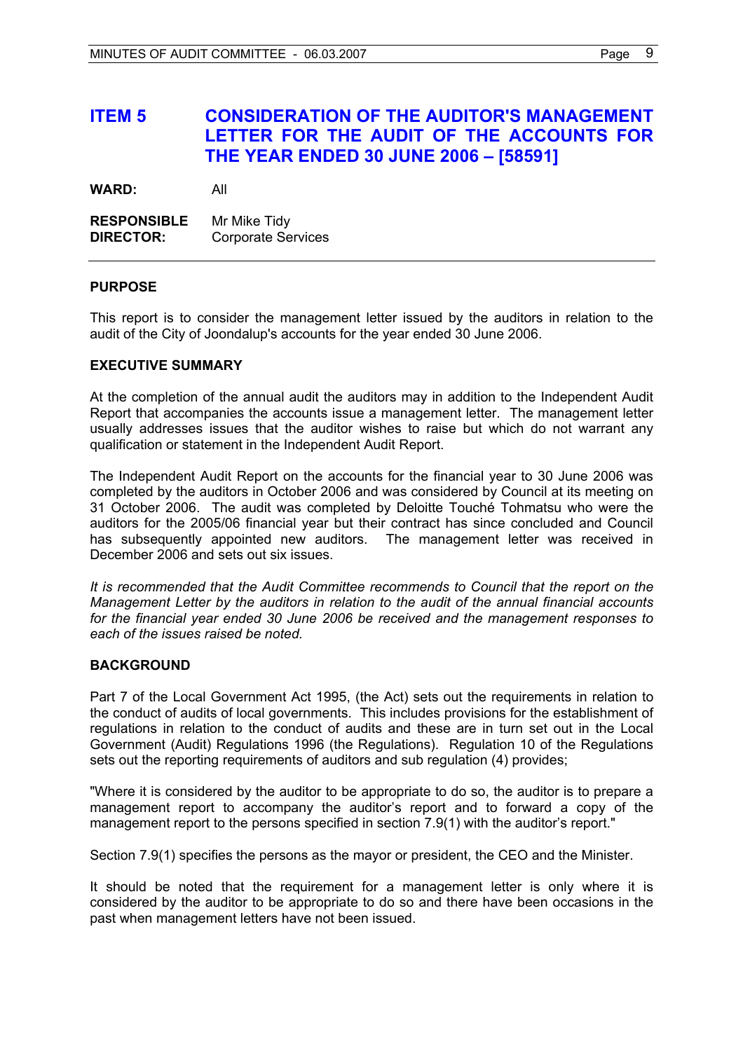# ITEM 5 CONSIDERATION OF THE AUDITOR'S MANAGEMENT LETTER FOR THE AUDIT OF THE ACCOUNTS FOR THE YEAR ENDED 30 JUNE 2006 – [58591]

**WARD:** All

**RESPONSIBLE DIRECTOR:** Mr Mike Tidy
Corporate Services

---

## PURPOSE

This report is to consider the management letter issued by the auditors in relation to the audit of the City of Joondalup's accounts for the year ended 30 June 2006.

## EXECUTIVE SUMMARY

At the completion of the annual audit the auditors may in addition to the Independent Audit Report that accompanies the accounts issue a management letter. The management letter usually addresses issues that the auditor wishes to raise but which do not warrant any qualification or statement in the Independent Audit Report.

The Independent Audit Report on the accounts for the financial year to 30 June 2006 was completed by the auditors in October 2006 and was considered by Council at its meeting on 31 October 2006. The audit was completed by Deloitte Touché Tohmatsu who were the auditors for the 2005/06 financial year but their contract has since concluded and Council has subsequently appointed new auditors. The management letter was received in December 2006 and sets out six issues.

*It is recommended that the Audit Committee recommends to Council that the report on the Management Letter by the auditors in relation to the audit of the annual financial accounts for the financial year ended 30 June 2006 be received and the management responses to each of the issues raised be noted.*

## BACKGROUND

Part 7 of the Local Government Act 1995, (the Act) sets out the requirements in relation to the conduct of audits of local governments. This includes provisions for the establishment of regulations in relation to the conduct of audits and these are in turn set out in the Local Government (Audit) Regulations 1996 (the Regulations). Regulation 10 of the Regulations sets out the reporting requirements of auditors and sub regulation (4) provides;

"Where it is considered by the auditor to be appropriate to do so, the auditor is to prepare a management report to accompany the auditor's report and to forward a copy of the management report to the persons specified in section 7.9(1) with the auditor's report."

Section 7.9(1) specifies the persons as the mayor or president, the CEO and the Minister.

It should be noted that the requirement for a management letter is only where it is considered by the auditor to be appropriate to do so and there have been occasions in the past when management letters have not been issued.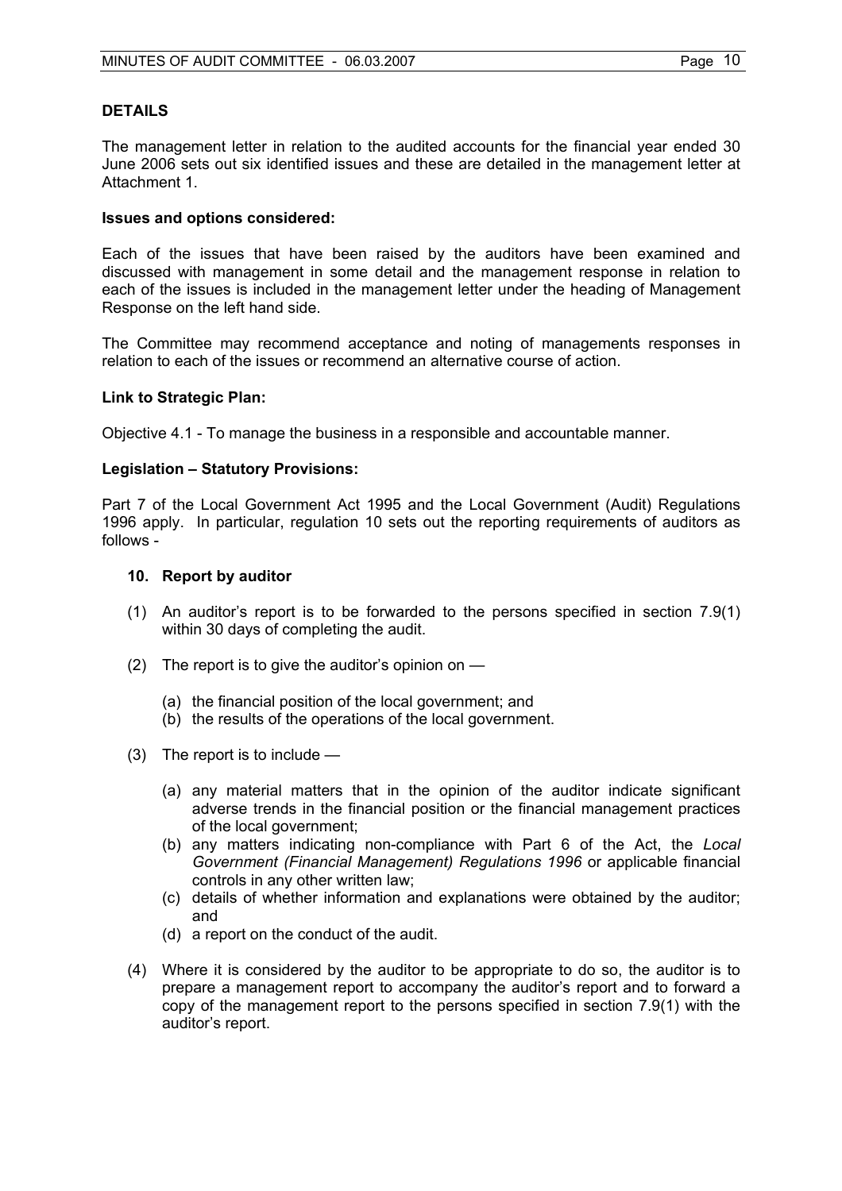## DETAILS

The management letter in relation to the audited accounts for the financial year ended 30 June 2006 sets out six identified issues and these are detailed in the management letter at Attachment 1.

**Issues and options considered:**

Each of the issues that have been raised by the auditors have been examined and discussed with management in some detail and the management response in relation to each of the issues is included in the management letter under the heading of Management Response on the left hand side.

The Committee may recommend acceptance and noting of managements responses in relation to each of the issues or recommend an alternative course of action.

**Link to Strategic Plan:**

Objective 4.1 - To manage the business in a responsible and accountable manner.

**Legislation – Statutory Provisions:**

Part 7 of the Local Government Act 1995 and the Local Government (Audit) Regulations 1996 apply. In particular, regulation 10 sets out the reporting requirements of auditors as follows -

**10. Report by auditor**

(1) An auditor's report is to be forwarded to the persons specified in section 7.9(1) within 30 days of completing the audit.

(2) The report is to give the auditor's opinion on —

   (a) the financial position of the local government; and
   (b) the results of the operations of the local government.

(3) The report is to include —

   (a) any material matters that in the opinion of the auditor indicate significant adverse trends in the financial position or the financial management practices of the local government;
   (b) any matters indicating non-compliance with Part 6 of the Act, the *Local Government (Financial Management) Regulations 1996* or applicable financial controls in any other written law;
   (c) details of whether information and explanations were obtained by the auditor; and
   (d) a report on the conduct of the audit.

(4) Where it is considered by the auditor to be appropriate to do so, the auditor is to prepare a management report to accompany the auditor's report and to forward a copy of the management report to the persons specified in section 7.9(1) with the auditor's report.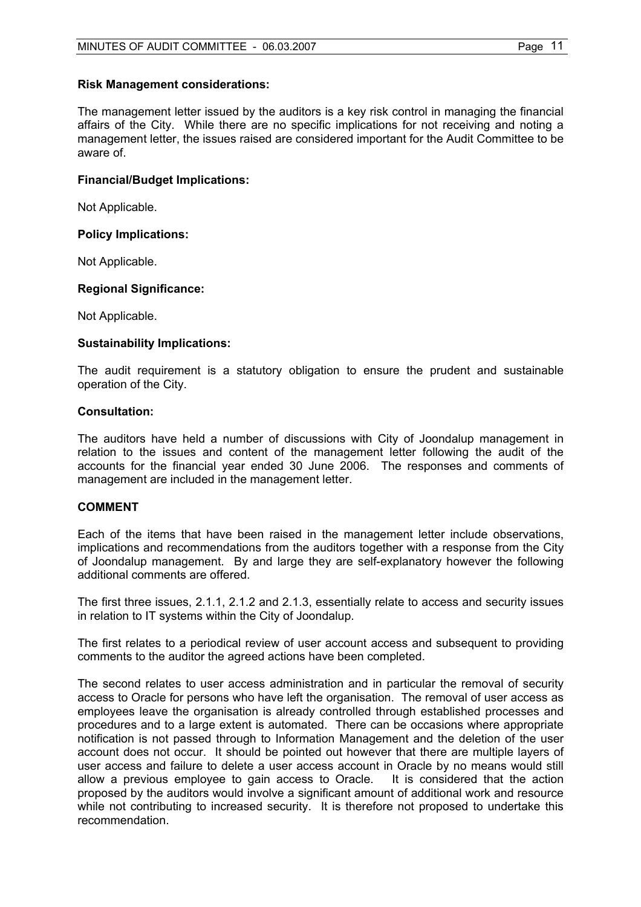**Risk Management considerations:**

The management letter issued by the auditors is a key risk control in managing the financial affairs of the City. While there are no specific implications for not receiving and noting a management letter, the issues raised are considered important for the Audit Committee to be aware of.

**Financial/Budget Implications:**

Not Applicable.

**Policy Implications:**

Not Applicable.

**Regional Significance:**

Not Applicable.

**Sustainability Implications:**

The audit requirement is a statutory obligation to ensure the prudent and sustainable operation of the City.

**Consultation:**

The auditors have held a number of discussions with City of Joondalup management in relation to the issues and content of the management letter following the audit of the accounts for the financial year ended 30 June 2006. The responses and comments of management are included in the management letter.

**COMMENT**

Each of the items that have been raised in the management letter include observations, implications and recommendations from the auditors together with a response from the City of Joondalup management. By and large they are self-explanatory however the following additional comments are offered.

The first three issues, 2.1.1, 2.1.2 and 2.1.3, essentially relate to access and security issues in relation to IT systems within the City of Joondalup.

The first relates to a periodical review of user account access and subsequent to providing comments to the auditor the agreed actions have been completed.

The second relates to user access administration and in particular the removal of security access to Oracle for persons who have left the organisation. The removal of user access as employees leave the organisation is already controlled through established processes and procedures and to a large extent is automated. There can be occasions where appropriate notification is not passed through to Information Management and the deletion of the user account does not occur. It should be pointed out however that there are multiple layers of user access and failure to delete a user access account in Oracle by no means would still allow a previous employee to gain access to Oracle. It is considered that the action proposed by the auditors would involve a significant amount of additional work and resource while not contributing to increased security. It is therefore not proposed to undertake this recommendation.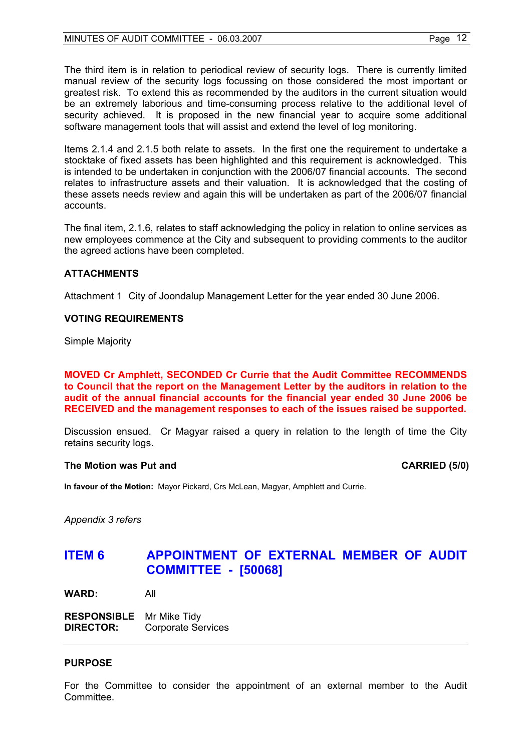The third item is in relation to periodical review of security logs. There is currently limited manual review of the security logs focussing on those considered the most important or greatest risk. To extend this as recommended by the auditors in the current situation would be an extremely laborious and time-consuming process relative to the additional level of security achieved. It is proposed in the new financial year to acquire some additional software management tools that will assist and extend the level of log monitoring.

Items 2.1.4 and 2.1.5 both relate to assets. In the first one the requirement to undertake a stocktake of fixed assets has been highlighted and this requirement is acknowledged. This is intended to be undertaken in conjunction with the 2006/07 financial accounts. The second relates to infrastructure assets and their valuation. It is acknowledged that the costing of these assets needs review and again this will be undertaken as part of the 2006/07 financial accounts.

The final item, 2.1.6, relates to staff acknowledging the policy in relation to online services as new employees commence at the City and subsequent to providing comments to the auditor the agreed actions have been completed.

**ATTACHMENTS**

Attachment 1 City of Joondalup Management Letter for the year ended 30 June 2006.

**VOTING REQUIREMENTS**

Simple Majority

**MOVED Cr Amphlett, SECONDED Cr Currie that the Audit Committee RECOMMENDS to Council that the report on the Management Letter by the auditors in relation to the audit of the annual financial accounts for the financial year ended 30 June 2006 be RECEIVED and the management responses to each of the issues raised be supported.**

Discussion ensued. Cr Magyar raised a query in relation to the length of time the City retains security logs.

**The Motion was Put and** **CARRIED (5/0)**

**In favour of the Motion:** Mayor Pickard, Crs McLean, Magyar, Amphlett and Currie.

*Appendix 3 refers*

## ITEM 6 APPOINTMENT OF EXTERNAL MEMBER OF AUDIT COMMITTEE - [50068]

**WARD:** All

**RESPONSIBLE DIRECTOR:** Mr Mike Tidy, Corporate Services

**PURPOSE**

For the Committee to consider the appointment of an external member to the Audit Committee.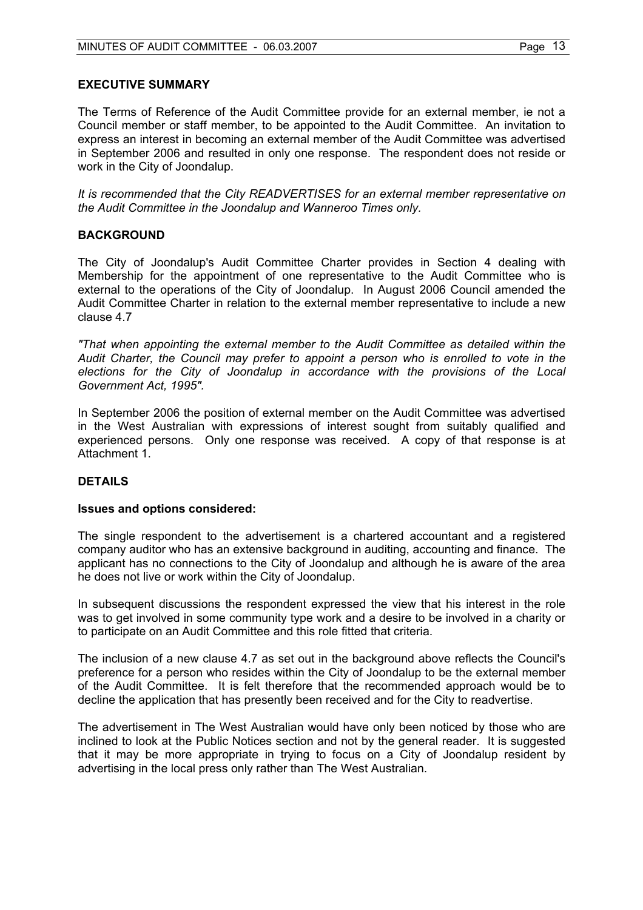### EXECUTIVE SUMMARY

The Terms of Reference of the Audit Committee provide for an external member, ie not a Council member or staff member, to be appointed to the Audit Committee. An invitation to express an interest in becoming an external member of the Audit Committee was advertised in September 2006 and resulted in only one response. The respondent does not reside or work in the City of Joondalup.

*It is recommended that the City READVERTISES for an external member representative on the Audit Committee in the Joondalup and Wanneroo Times only.*

### BACKGROUND

The City of Joondalup's Audit Committee Charter provides in Section 4 dealing with Membership for the appointment of one representative to the Audit Committee who is external to the operations of the City of Joondalup. In August 2006 Council amended the Audit Committee Charter in relation to the external member representative to include a new clause 4.7

*"That when appointing the external member to the Audit Committee as detailed within the Audit Charter, the Council may prefer to appoint a person who is enrolled to vote in the elections for the City of Joondalup in accordance with the provisions of the Local Government Act, 1995".*

In September 2006 the position of external member on the Audit Committee was advertised in the West Australian with expressions of interest sought from suitably qualified and experienced persons. Only one response was received. A copy of that response is at Attachment 1.

### DETAILS

**Issues and options considered:**

The single respondent to the advertisement is a chartered accountant and a registered company auditor who has an extensive background in auditing, accounting and finance. The applicant has no connections to the City of Joondalup and although he is aware of the area he does not live or work within the City of Joondalup.

In subsequent discussions the respondent expressed the view that his interest in the role was to get involved in some community type work and a desire to be involved in a charity or to participate on an Audit Committee and this role fitted that criteria.

The inclusion of a new clause 4.7 as set out in the background above reflects the Council's preference for a person who resides within the City of Joondalup to be the external member of the Audit Committee. It is felt therefore that the recommended approach would be to decline the application that has presently been received and for the City to readvertise.

The advertisement in The West Australian would have only been noticed by those who are inclined to look at the Public Notices section and not by the general reader. It is suggested that it may be more appropriate in trying to focus on a City of Joondalup resident by advertising in the local press only rather than The West Australian.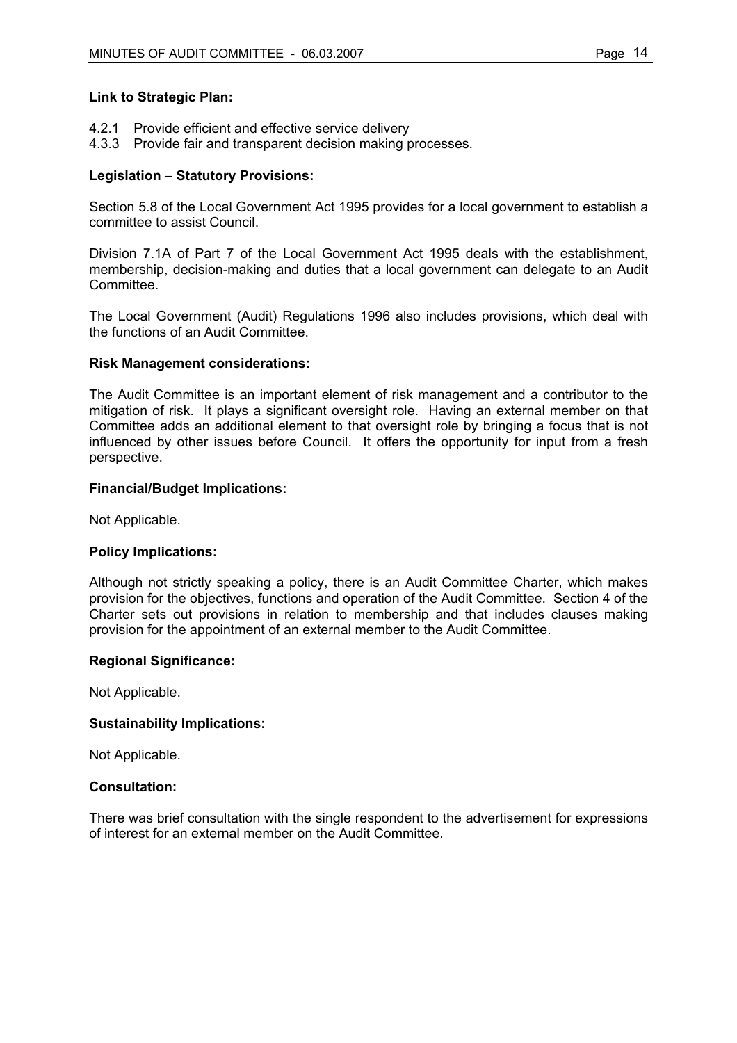**Link to Strategic Plan:**

4.2.1 Provide efficient and effective service delivery
4.3.3 Provide fair and transparent decision making processes.

**Legislation – Statutory Provisions:**

Section 5.8 of the Local Government Act 1995 provides for a local government to establish a committee to assist Council.

Division 7.1A of Part 7 of the Local Government Act 1995 deals with the establishment, membership, decision-making and duties that a local government can delegate to an Audit Committee.

The Local Government (Audit) Regulations 1996 also includes provisions, which deal with the functions of an Audit Committee.

**Risk Management considerations:**

The Audit Committee is an important element of risk management and a contributor to the mitigation of risk. It plays a significant oversight role. Having an external member on that Committee adds an additional element to that oversight role by bringing a focus that is not influenced by other issues before Council. It offers the opportunity for input from a fresh perspective.

**Financial/Budget Implications:**

Not Applicable.

**Policy Implications:**

Although not strictly speaking a policy, there is an Audit Committee Charter, which makes provision for the objectives, functions and operation of the Audit Committee. Section 4 of the Charter sets out provisions in relation to membership and that includes clauses making provision for the appointment of an external member to the Audit Committee.

**Regional Significance:**

Not Applicable.

**Sustainability Implications:**

Not Applicable.

**Consultation:**

There was brief consultation with the single respondent to the advertisement for expressions of interest for an external member on the Audit Committee.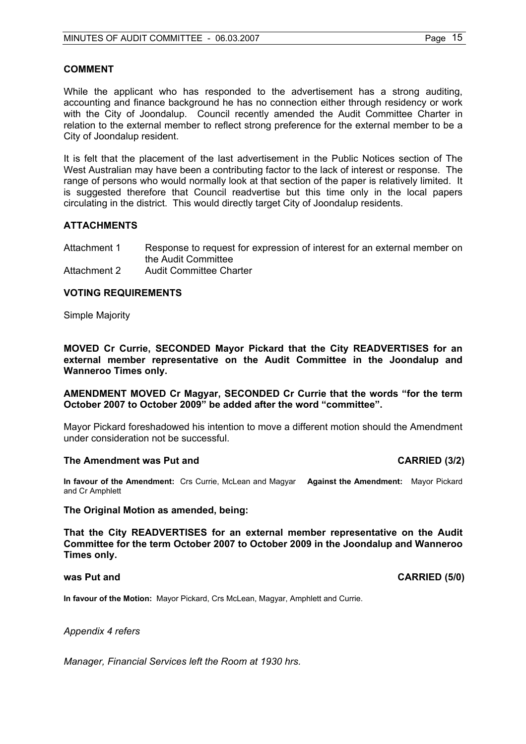## COMMENT

While the applicant who has responded to the advertisement has a strong auditing, accounting and finance background he has no connection either through residency or work with the City of Joondalup. Council recently amended the Audit Committee Charter in relation to the external member to reflect strong preference for the external member to be a City of Joondalup resident.

It is felt that the placement of the last advertisement in the Public Notices section of The West Australian may have been a contributing factor to the lack of interest or response. The range of persons who would normally look at that section of the paper is relatively limited. It is suggested therefore that Council readvertise but this time only in the local papers circulating in the district. This would directly target City of Joondalup residents.

## ATTACHMENTS

Attachment 1 Response to request for expression of interest for an external member on the Audit Committee

Attachment 2 Audit Committee Charter

## VOTING REQUIREMENTS

Simple Majority

**MOVED Cr Currie, SECONDED Mayor Pickard that the City READVERTISES for an external member representative on the Audit Committee in the Joondalup and Wanneroo Times only.**

**AMENDMENT MOVED Cr Magyar, SECONDED Cr Currie that the words "for the term October 2007 to October 2009" be added after the word "committee".**

Mayor Pickard foreshadowed his intention to move a different motion should the Amendment under consideration not be successful.

**The Amendment was Put and CARRIED (3/2)**

**In favour of the Amendment:** Crs Currie, McLean and Magyar **Against the Amendment:** Mayor Pickard and Cr Amphlett

**The Original Motion as amended, being:**

**That the City READVERTISES for an external member representative on the Audit Committee for the term October 2007 to October 2009 in the Joondalup and Wanneroo Times only.**

**was Put and CARRIED (5/0)**

**In favour of the Motion:** Mayor Pickard, Crs McLean, Magyar, Amphlett and Currie.

*Appendix 4 refers*

*Manager, Financial Services left the Room at 1930 hrs.*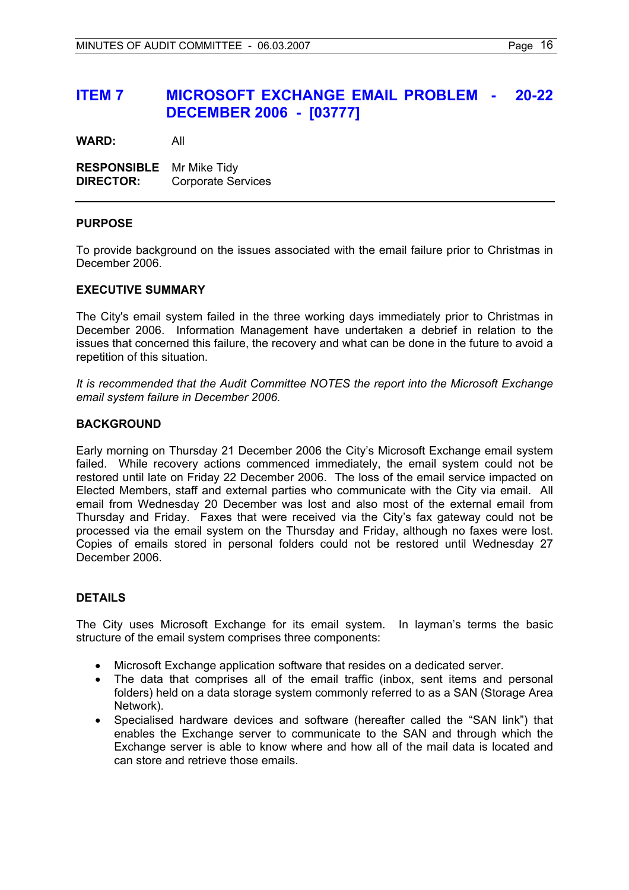# ITEM 7 MICROSOFT EXCHANGE EMAIL PROBLEM - 20-22 DECEMBER 2006 - [03777]

**WARD:** All

**RESPONSIBLE DIRECTOR:** Mr Mike Tidy
Corporate Services

---

## PURPOSE

To provide background on the issues associated with the email failure prior to Christmas in December 2006.

## EXECUTIVE SUMMARY

The City's email system failed in the three working days immediately prior to Christmas in December 2006. Information Management have undertaken a debrief in relation to the issues that concerned this failure, the recovery and what can be done in the future to avoid a repetition of this situation.

*It is recommended that the Audit Committee NOTES the report into the Microsoft Exchange email system failure in December 2006.*

## BACKGROUND

Early morning on Thursday 21 December 2006 the City's Microsoft Exchange email system failed. While recovery actions commenced immediately, the email system could not be restored until late on Friday 22 December 2006. The loss of the email service impacted on Elected Members, staff and external parties who communicate with the City via email. All email from Wednesday 20 December was lost and also most of the external email from Thursday and Friday. Faxes that were received via the City's fax gateway could not be processed via the email system on the Thursday and Friday, although no faxes were lost. Copies of emails stored in personal folders could not be restored until Wednesday 27 December 2006.

## DETAILS

The City uses Microsoft Exchange for its email system. In layman's terms the basic structure of the email system comprises three components:

- Microsoft Exchange application software that resides on a dedicated server.
- The data that comprises all of the email traffic (inbox, sent items and personal folders) held on a data storage system commonly referred to as a SAN (Storage Area Network).
- Specialised hardware devices and software (hereafter called the "SAN link") that enables the Exchange server to communicate to the SAN and through which the Exchange server is able to know where and how all of the mail data is located and can store and retrieve those emails.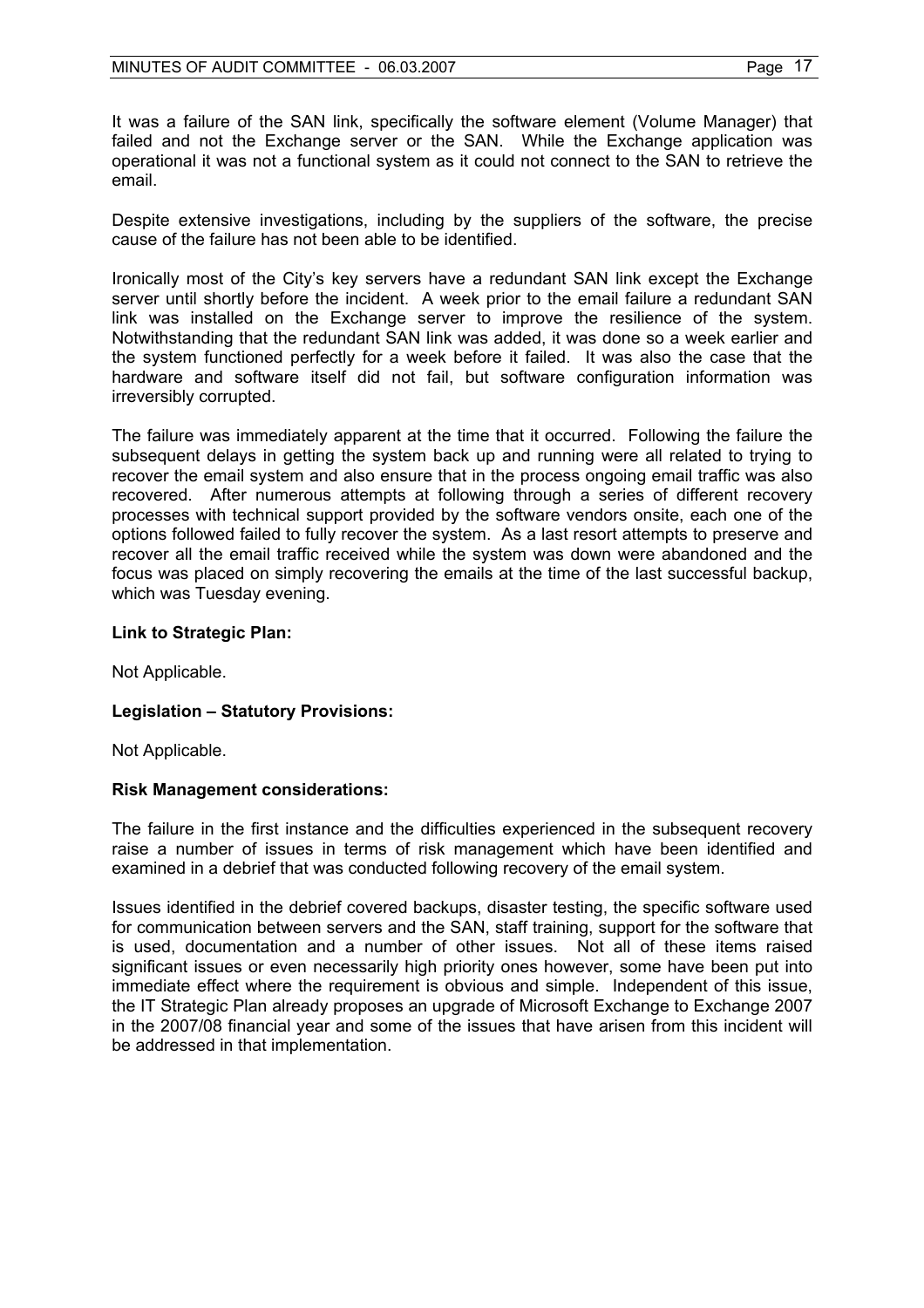It was a failure of the SAN link, specifically the software element (Volume Manager) that failed and not the Exchange server or the SAN. While the Exchange application was operational it was not a functional system as it could not connect to the SAN to retrieve the email.

Despite extensive investigations, including by the suppliers of the software, the precise cause of the failure has not been able to be identified.

Ironically most of the City's key servers have a redundant SAN link except the Exchange server until shortly before the incident. A week prior to the email failure a redundant SAN link was installed on the Exchange server to improve the resilience of the system. Notwithstanding that the redundant SAN link was added, it was done so a week earlier and the system functioned perfectly for a week before it failed. It was also the case that the hardware and software itself did not fail, but software configuration information was irreversibly corrupted.

The failure was immediately apparent at the time that it occurred. Following the failure the subsequent delays in getting the system back up and running were all related to trying to recover the email system and also ensure that in the process ongoing email traffic was also recovered. After numerous attempts at following through a series of different recovery processes with technical support provided by the software vendors onsite, each one of the options followed failed to fully recover the system. As a last resort attempts to preserve and recover all the email traffic received while the system was down were abandoned and the focus was placed on simply recovering the emails at the time of the last successful backup, which was Tuesday evening.

**Link to Strategic Plan:**

Not Applicable.

**Legislation – Statutory Provisions:**

Not Applicable.

**Risk Management considerations:**

The failure in the first instance and the difficulties experienced in the subsequent recovery raise a number of issues in terms of risk management which have been identified and examined in a debrief that was conducted following recovery of the email system.

Issues identified in the debrief covered backups, disaster testing, the specific software used for communication between servers and the SAN, staff training, support for the software that is used, documentation and a number of other issues. Not all of these items raised significant issues or even necessarily high priority ones however, some have been put into immediate effect where the requirement is obvious and simple. Independent of this issue, the IT Strategic Plan already proposes an upgrade of Microsoft Exchange to Exchange 2007 in the 2007/08 financial year and some of the issues that have arisen from this incident will be addressed in that implementation.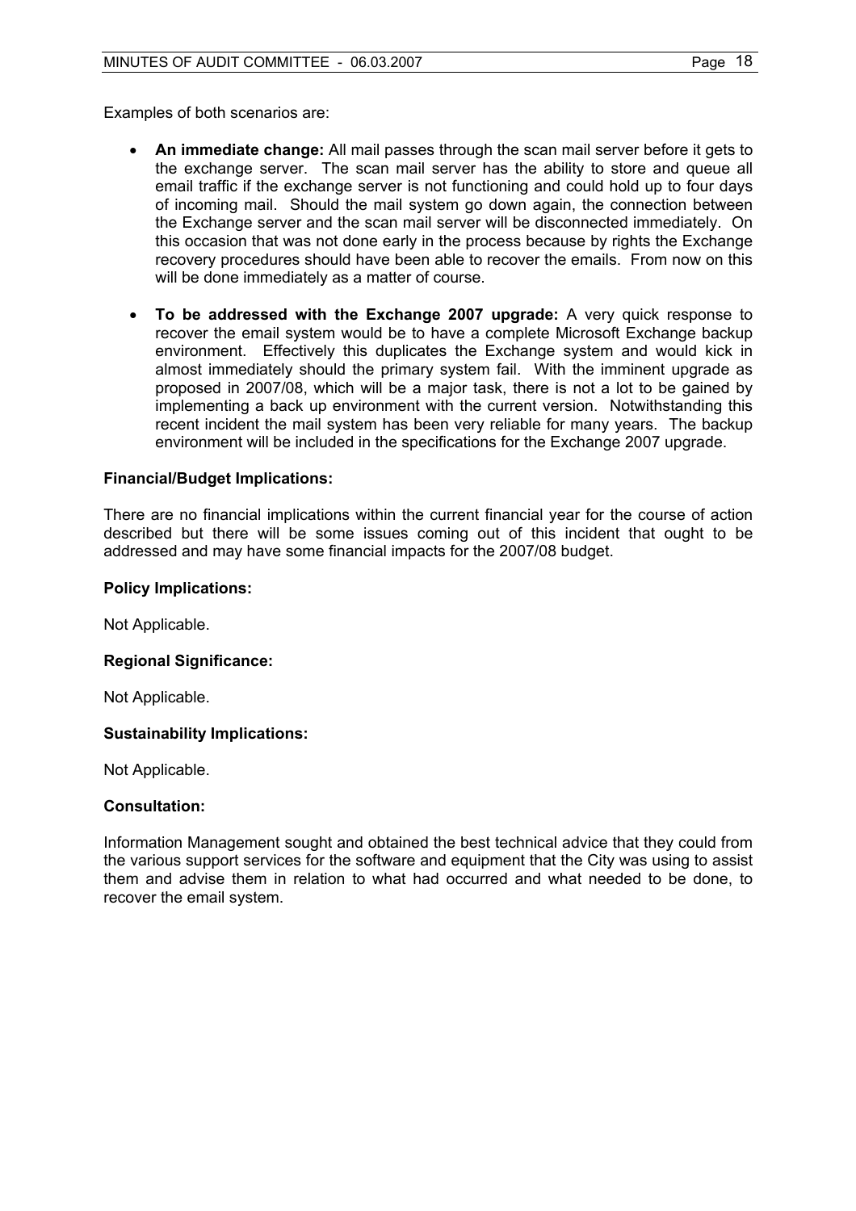Examples of both scenarios are:

- **An immediate change:** All mail passes through the scan mail server before it gets to the exchange server. The scan mail server has the ability to store and queue all email traffic if the exchange server is not functioning and could hold up to four days of incoming mail. Should the mail system go down again, the connection between the Exchange server and the scan mail server will be disconnected immediately. On this occasion that was not done early in the process because by rights the Exchange recovery procedures should have been able to recover the emails. From now on this will be done immediately as a matter of course.

- **To be addressed with the Exchange 2007 upgrade:** A very quick response to recover the email system would be to have a complete Microsoft Exchange backup environment. Effectively this duplicates the Exchange system and would kick in almost immediately should the primary system fail. With the imminent upgrade as proposed in 2007/08, which will be a major task, there is not a lot to be gained by implementing a back up environment with the current version. Notwithstanding this recent incident the mail system has been very reliable for many years. The backup environment will be included in the specifications for the Exchange 2007 upgrade.

**Financial/Budget Implications:**

There are no financial implications within the current financial year for the course of action described but there will be some issues coming out of this incident that ought to be addressed and may have some financial impacts for the 2007/08 budget.

**Policy Implications:**

Not Applicable.

**Regional Significance:**

Not Applicable.

**Sustainability Implications:**

Not Applicable.

**Consultation:**

Information Management sought and obtained the best technical advice that they could from the various support services for the software and equipment that the City was using to assist them and advise them in relation to what had occurred and what needed to be done, to recover the email system.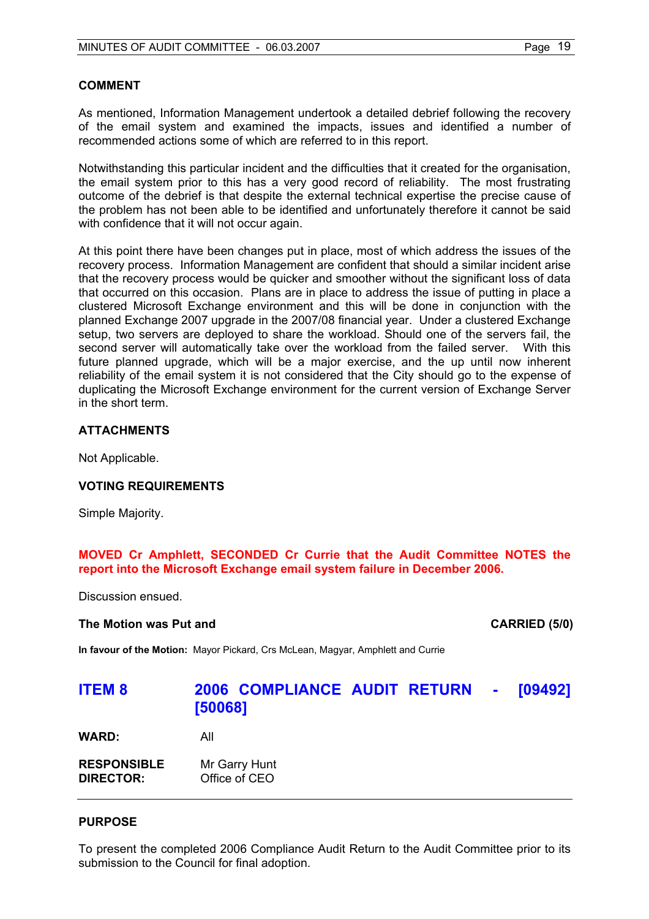### COMMENT

As mentioned, Information Management undertook a detailed debrief following the recovery of the email system and examined the impacts, issues and identified a number of recommended actions some of which are referred to in this report.

Notwithstanding this particular incident and the difficulties that it created for the organisation, the email system prior to this has a very good record of reliability. The most frustrating outcome of the debrief is that despite the external technical expertise the precise cause of the problem has not been able to be identified and unfortunately therefore it cannot be said with confidence that it will not occur again.

At this point there have been changes put in place, most of which address the issues of the recovery process. Information Management are confident that should a similar incident arise that the recovery process would be quicker and smoother without the significant loss of data that occurred on this occasion. Plans are in place to address the issue of putting in place a clustered Microsoft Exchange environment and this will be done in conjunction with the planned Exchange 2007 upgrade in the 2007/08 financial year. Under a clustered Exchange setup, two servers are deployed to share the workload. Should one of the servers fail, the second server will automatically take over the workload from the failed server. With this future planned upgrade, which will be a major exercise, and the up until now inherent reliability of the email system it is not considered that the City should go to the expense of duplicating the Microsoft Exchange environment for the current version of Exchange Server in the short term.

### ATTACHMENTS

Not Applicable.

### VOTING REQUIREMENTS

Simple Majority.

**MOVED Cr Amphlett, SECONDED Cr Currie that the Audit Committee NOTES the report into the Microsoft Exchange email system failure in December 2006.**

Discussion ensued.

**The Motion was Put and** **CARRIED (5/0)**

**In favour of the Motion:** Mayor Pickard, Crs McLean, Magyar, Amphlett and Currie

## ITEM 8 2006 COMPLIANCE AUDIT RETURN - [09492] [50068]

**WARD:** All

**RESPONSIBLE DIRECTOR:** Mr Garry Hunt, Office of CEO

### PURPOSE

To present the completed 2006 Compliance Audit Return to the Audit Committee prior to its submission to the Council for final adoption.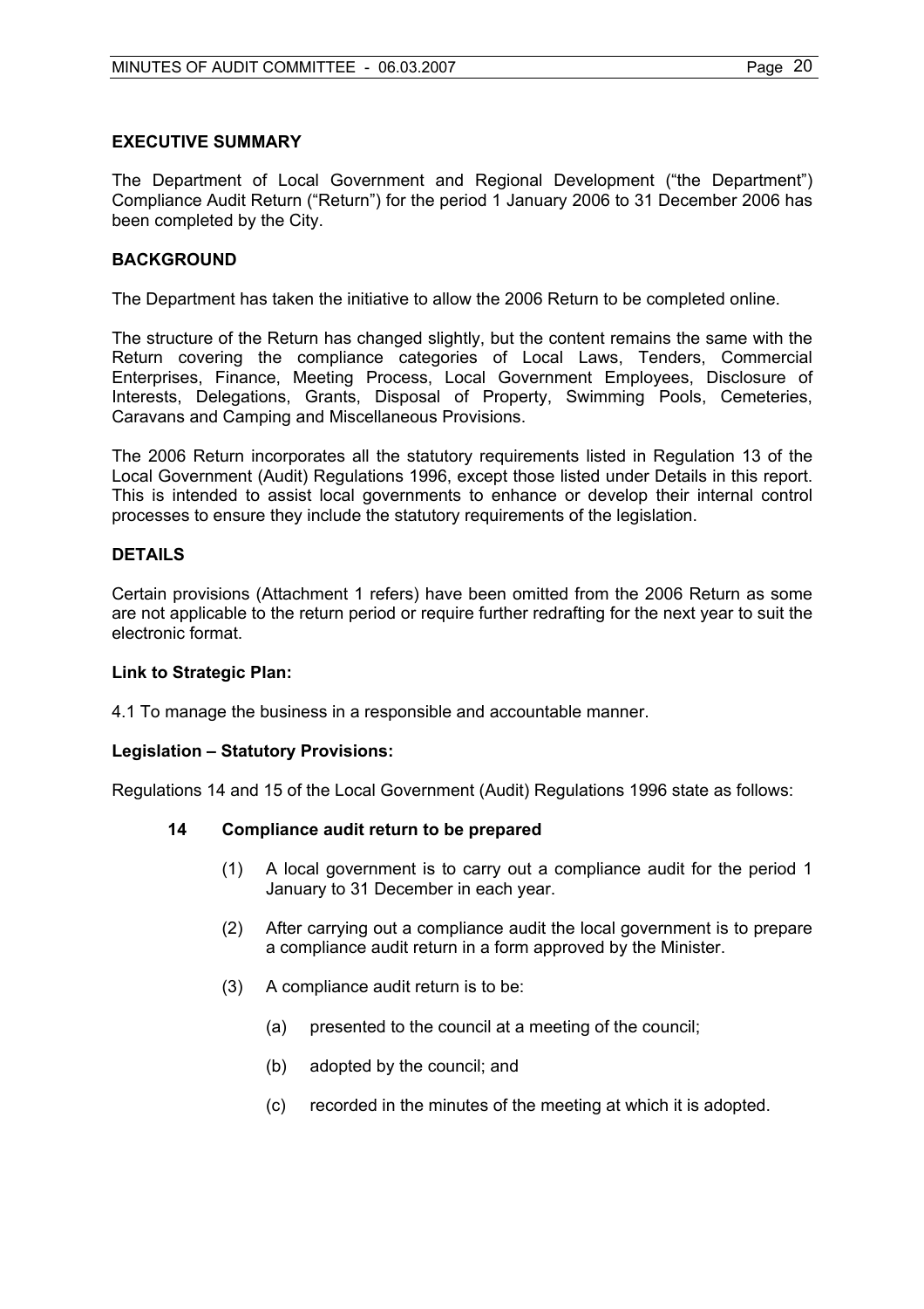## EXECUTIVE SUMMARY

The Department of Local Government and Regional Development ("the Department") Compliance Audit Return ("Return") for the period 1 January 2006 to 31 December 2006 has been completed by the City.

## BACKGROUND

The Department has taken the initiative to allow the 2006 Return to be completed online.

The structure of the Return has changed slightly, but the content remains the same with the Return covering the compliance categories of Local Laws, Tenders, Commercial Enterprises, Finance, Meeting Process, Local Government Employees, Disclosure of Interests, Delegations, Grants, Disposal of Property, Swimming Pools, Cemeteries, Caravans and Camping and Miscellaneous Provisions.

The 2006 Return incorporates all the statutory requirements listed in Regulation 13 of the Local Government (Audit) Regulations 1996, except those listed under Details in this report. This is intended to assist local governments to enhance or develop their internal control processes to ensure they include the statutory requirements of the legislation.

## DETAILS

Certain provisions (Attachment 1 refers) have been omitted from the 2006 Return as some are not applicable to the return period or require further redrafting for the next year to suit the electronic format.

**Link to Strategic Plan:**

4.1 To manage the business in a responsible and accountable manner.

**Legislation – Statutory Provisions:**

Regulations 14 and 15 of the Local Government (Audit) Regulations 1996 state as follows:

**14 Compliance audit return to be prepared**

(1) A local government is to carry out a compliance audit for the period 1 January to 31 December in each year.

(2) After carrying out a compliance audit the local government is to prepare a compliance audit return in a form approved by the Minister.

(3) A compliance audit return is to be:

(a) presented to the council at a meeting of the council;

(b) adopted by the council; and

(c) recorded in the minutes of the meeting at which it is adopted.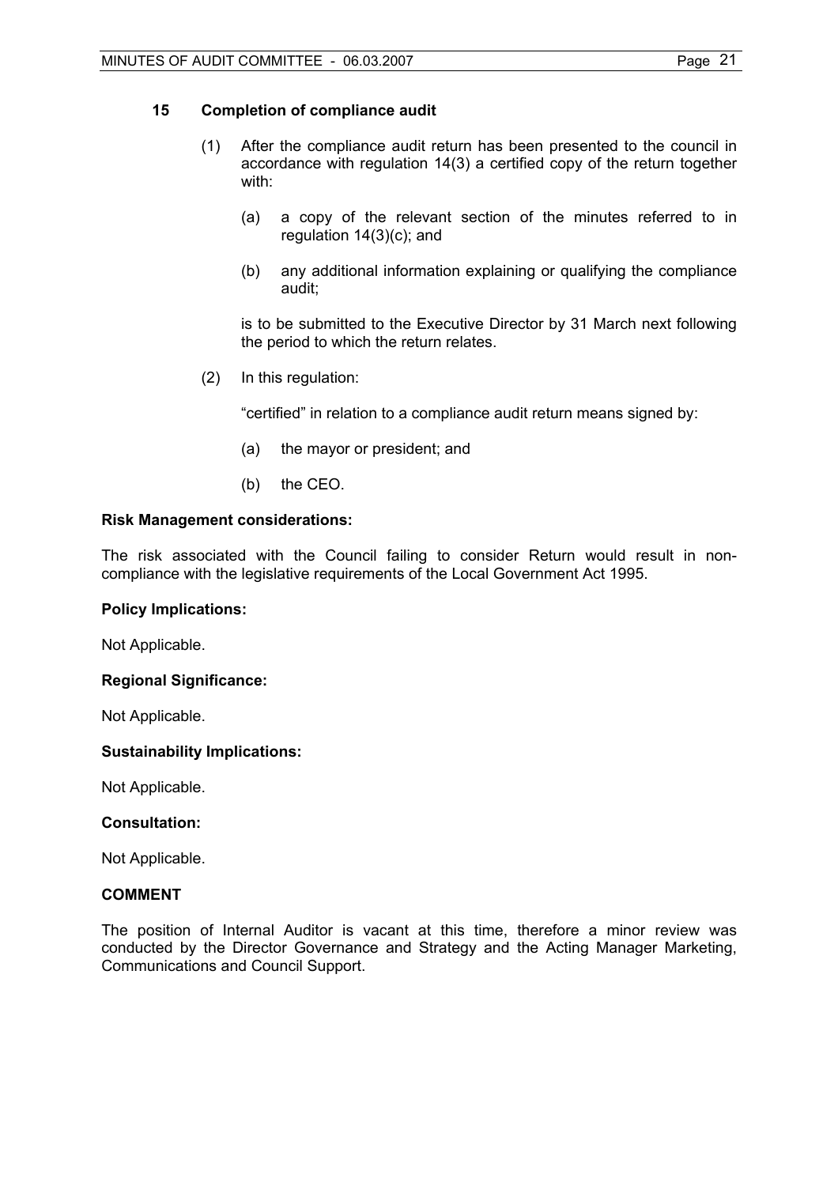**15 Completion of compliance audit**

(1) After the compliance audit return has been presented to the council in accordance with regulation 14(3) a certified copy of the return together with:

(a) a copy of the relevant section of the minutes referred to in regulation 14(3)(c); and

(b) any additional information explaining or qualifying the compliance audit;

is to be submitted to the Executive Director by 31 March next following the period to which the return relates.

(2) In this regulation:

"certified" in relation to a compliance audit return means signed by:

(a) the mayor or president; and

(b) the CEO.

**Risk Management considerations:**

The risk associated with the Council failing to consider Return would result in non-compliance with the legislative requirements of the Local Government Act 1995.

**Policy Implications:**

Not Applicable.

**Regional Significance:**

Not Applicable.

**Sustainability Implications:**

Not Applicable.

**Consultation:**

Not Applicable.

**COMMENT**

The position of Internal Auditor is vacant at this time, therefore a minor review was conducted by the Director Governance and Strategy and the Acting Manager Marketing, Communications and Council Support.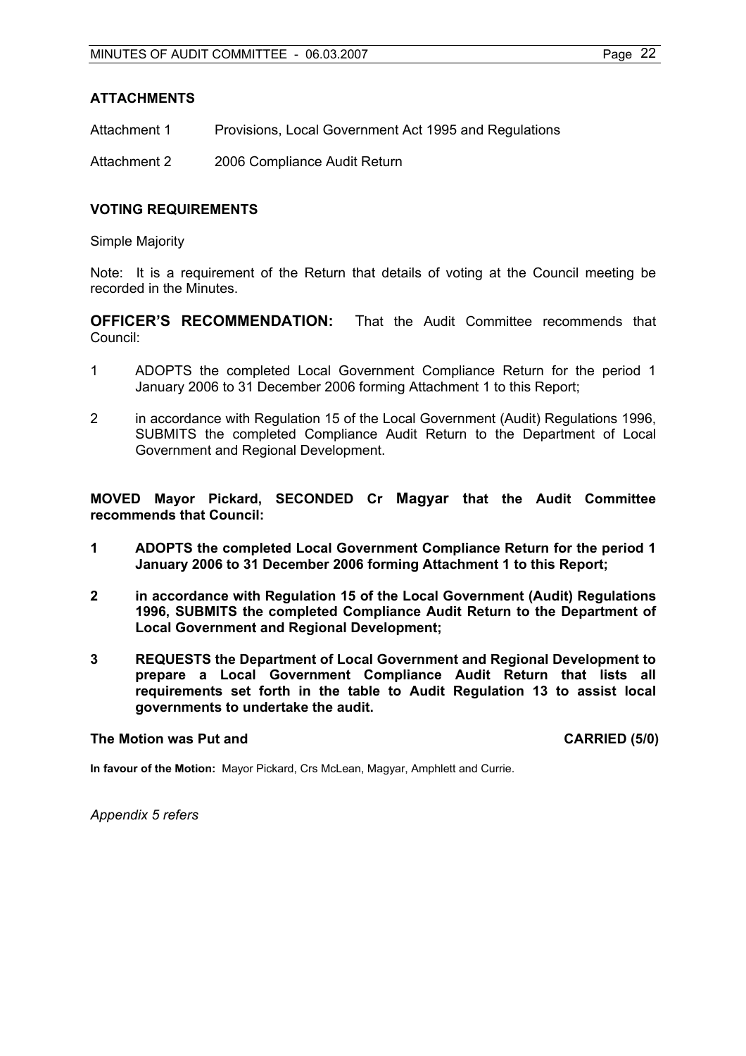### ATTACHMENTS

Attachment 1 Provisions, Local Government Act 1995 and Regulations

Attachment 2 2006 Compliance Audit Return

### VOTING REQUIREMENTS

Simple Majority

Note: It is a requirement of the Return that details of voting at the Council meeting be recorded in the Minutes.

**OFFICER'S RECOMMENDATION:** That the Audit Committee recommends that Council:

1 ADOPTS the completed Local Government Compliance Return for the period 1 January 2006 to 31 December 2006 forming Attachment 1 to this Report;

2 in accordance with Regulation 15 of the Local Government (Audit) Regulations 1996, SUBMITS the completed Compliance Audit Return to the Department of Local Government and Regional Development.

**MOVED Mayor Pickard, SECONDED Cr Magyar that the Audit Committee recommends that Council:**

**1 ADOPTS the completed Local Government Compliance Return for the period 1 January 2006 to 31 December 2006 forming Attachment 1 to this Report;**

**2 in accordance with Regulation 15 of the Local Government (Audit) Regulations 1996, SUBMITS the completed Compliance Audit Return to the Department of Local Government and Regional Development;**

**3 REQUESTS the Department of Local Government and Regional Development to prepare a Local Government Compliance Audit Return that lists all requirements set forth in the table to Audit Regulation 13 to assist local governments to undertake the audit.**

**The Motion was Put and CARRIED (5/0)**

**In favour of the Motion:** Mayor Pickard, Crs McLean, Magyar, Amphlett and Currie.

*Appendix 5 refers*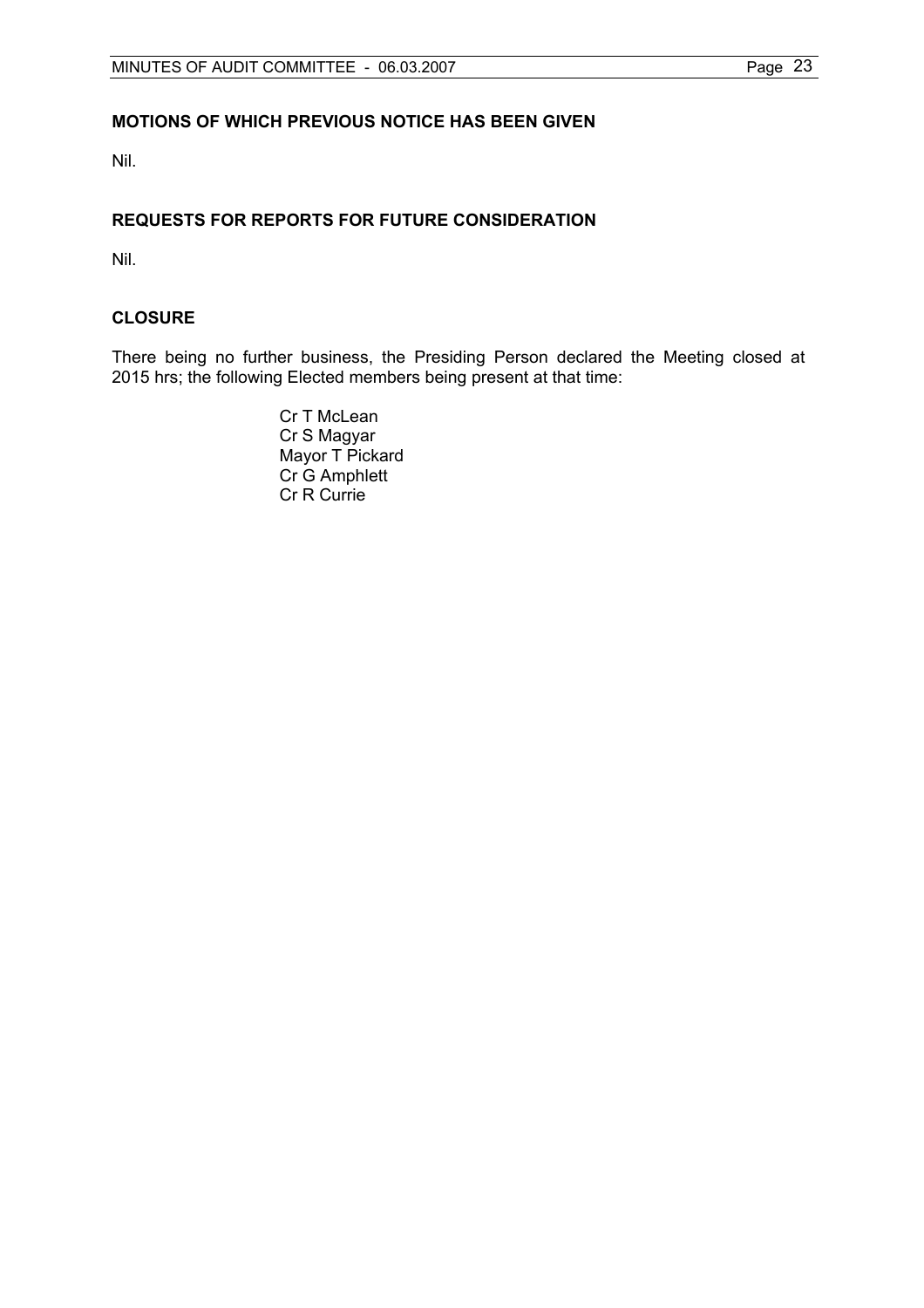## MOTIONS OF WHICH PREVIOUS NOTICE HAS BEEN GIVEN

Nil.

## REQUESTS FOR REPORTS FOR FUTURE CONSIDERATION

Nil.

## CLOSURE

There being no further business, the Presiding Person declared the Meeting closed at 2015 hrs; the following Elected members being present at that time:

Cr T McLean
Cr S Magyar
Mayor T Pickard
Cr G Amphlett
Cr R Currie